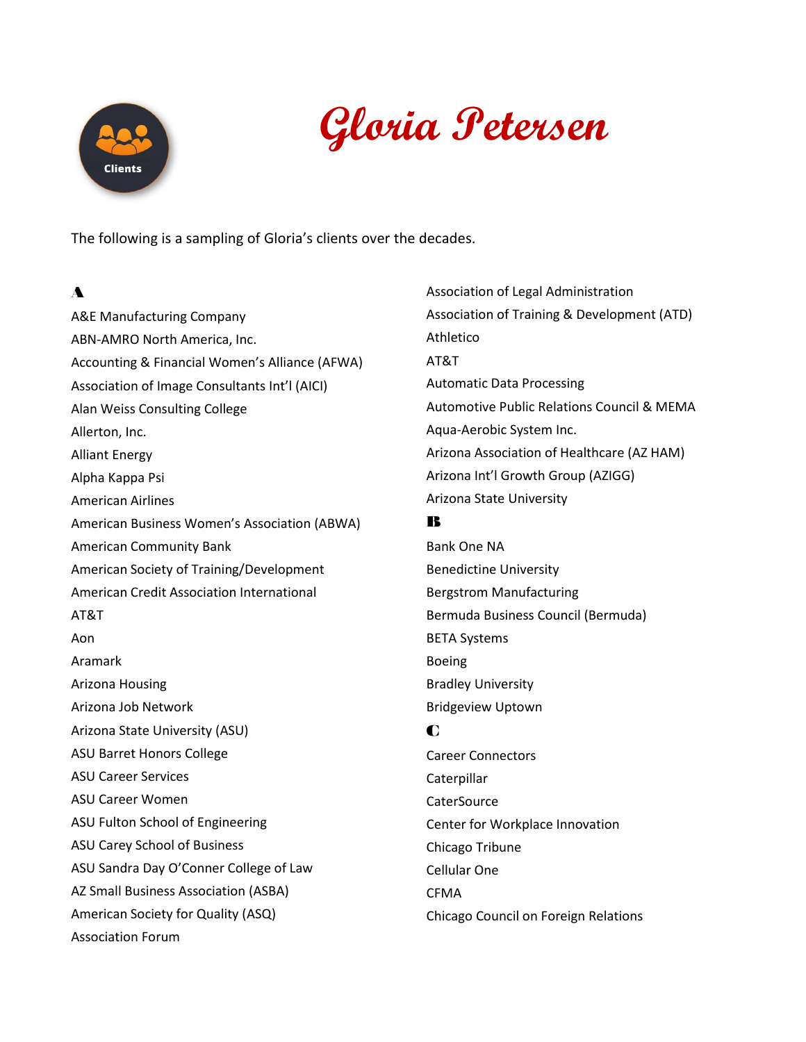# Gloria Petersen

Clients

The following is a sampling of Gloria's clients over the decades.

## A

A&E Manufacturing Company
ABN-AMRO North America, Inc.
Accounting & Financial Women's Alliance (AFWA)
Association of Image Consultants Int'l (AICI)
Alan Weiss Consulting College
Allerton, Inc.
Alliant Energy
Alpha Kappa Psi
American Airlines
American Business Women's Association (ABWA)
American Community Bank
American Society of Training/Development
American Credit Association International
AT&T
Aon
Aramark
Arizona Housing
Arizona Job Network
Arizona State University (ASU)
ASU Barret Honors College
ASU Career Services
ASU Career Women
ASU Fulton School of Engineering
ASU Carey School of Business
ASU Sandra Day O'Conner College of Law
AZ Small Business Association (ASBA)
American Society for Quality (ASQ)
Association Forum
Association of Legal Administration
Association of Training & Development (ATD)
Athletico
AT&T
Automatic Data Processing
Automotive Public Relations Council & MEMA
Aqua-Aerobic System Inc.
Arizona Association of Healthcare (AZ HAM)
Arizona Int'l Growth Group (AZIGG)
Arizona State University

## B

Bank One NA
Benedictine University
Bergstrom Manufacturing
Bermuda Business Council (Bermuda)
BETA Systems
Boeing
Bradley University
Bridgeview Uptown

## C

Career Connectors
Caterpillar
CaterSource
Center for Workplace Innovation
Chicago Tribune
Cellular One
CFMA
Chicago Council on Foreign Relations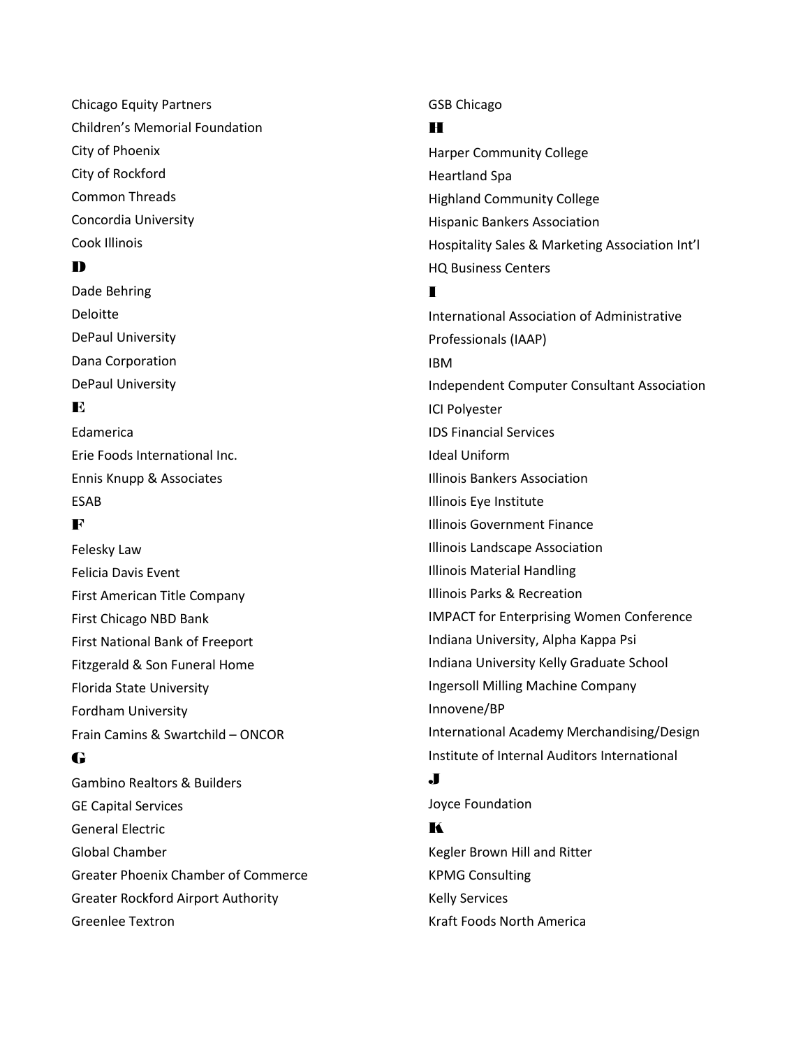Chicago Equity Partners

Children's Memorial Foundation

City of Phoenix

City of Rockford

Common Threads

Concordia University

Cook Illinois

## D

Dade Behring

Deloitte

DePaul University

Dana Corporation

DePaul University

## E

Edamerica

Erie Foods International Inc.

Ennis Knupp & Associates

ESAB

## F

Felesky Law

Felicia Davis Event

First American Title Company

First Chicago NBD Bank

First National Bank of Freeport

Fitzgerald & Son Funeral Home

Florida State University

Fordham University

Frain Camins & Swartchild – ONCOR

## G

Gambino Realtors & Builders

GE Capital Services

General Electric

Global Chamber

Greater Phoenix Chamber of Commerce

Greater Rockford Airport Authority

Greenlee Textron

GSB Chicago

## H

Harper Community College

Heartland Spa

Highland Community College

Hispanic Bankers Association

Hospitality Sales & Marketing Association Int'l

HQ Business Centers

## I

International Association of Administrative Professionals (IAAP)

IBM

Independent Computer Consultant Association

ICI Polyester

IDS Financial Services

Ideal Uniform

Illinois Bankers Association

Illinois Eye Institute

Illinois Government Finance

Illinois Landscape Association

Illinois Material Handling

Illinois Parks & Recreation

IMPACT for Enterprising Women Conference

Indiana University, Alpha Kappa Psi

Indiana University Kelly Graduate School

Ingersoll Milling Machine Company

Innovene/BP

International Academy Merchandising/Design

Institute of Internal Auditors International

## J

Joyce Foundation

## K

Kegler Brown Hill and Ritter

KPMG Consulting

Kelly Services

Kraft Foods North America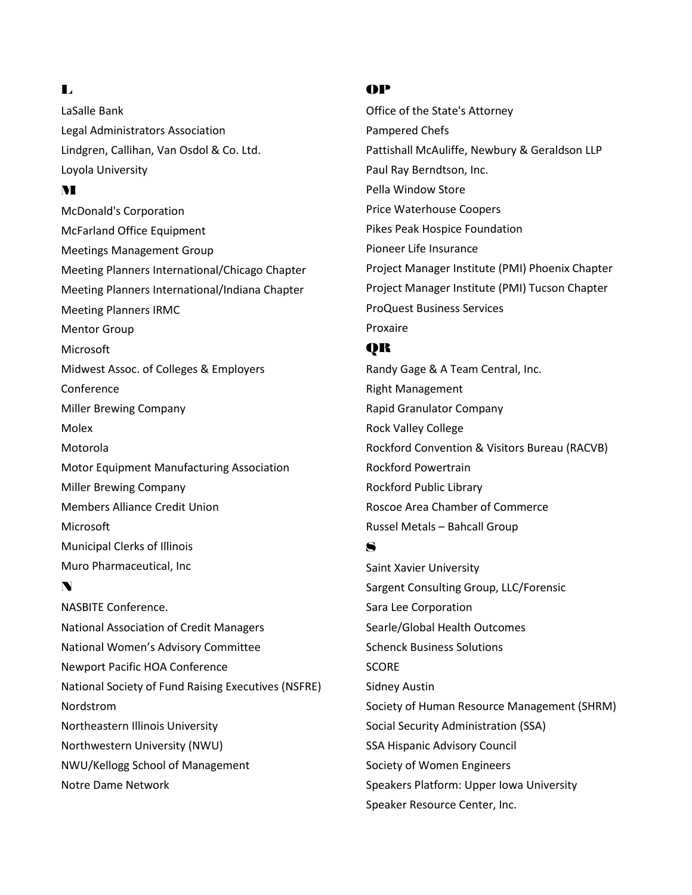## L

LaSalle Bank
Legal Administrators Association
Lindgren, Callihan, Van Osdol & Co. Ltd.
Loyola University

## M

McDonald's Corporation
McFarland Office Equipment
Meetings Management Group
Meeting Planners International/Chicago Chapter
Meeting Planners International/Indiana Chapter
Meeting Planners IRMC
Mentor Group
Microsoft
Midwest Assoc. of Colleges & Employers Conference
Miller Brewing Company
Molex
Motorola
Motor Equipment Manufacturing Association
Miller Brewing Company
Members Alliance Credit Union
Microsoft
Municipal Clerks of Illinois
Muro Pharmaceutical, Inc

## N

NASBITE Conference.
National Association of Credit Managers
National Women's Advisory Committee
Newport Pacific HOA Conference
National Society of Fund Raising Executives (NSFRE)
Nordstrom
Northeastern Illinois University
Northwestern University (NWU)
NWU/Kellogg School of Management
Notre Dame Network

## OP

Office of the State's Attorney
Pampered Chefs
Pattishall McAuliffe, Newbury & Geraldson LLP
Paul Ray Berndtson, Inc.
Pella Window Store
Price Waterhouse Coopers
Pikes Peak Hospice Foundation
Pioneer Life Insurance
Project Manager Institute (PMI) Phoenix Chapter
Project Manager Institute (PMI) Tucson Chapter
ProQuest Business Services
Proxaire

## QR

Randy Gage & A Team Central, Inc.
Right Management
Rapid Granulator Company
Rock Valley College
Rockford Convention & Visitors Bureau (RACVB)
Rockford Powertrain
Rockford Public Library
Roscoe Area Chamber of Commerce
Russel Metals – Bahcall Group

## S

Saint Xavier University
Sargent Consulting Group, LLC/Forensic
Sara Lee Corporation
Searle/Global Health Outcomes
Schenck Business Solutions
SCORE
Sidney Austin
Society of Human Resource Management (SHRM)
Social Security Administration (SSA)
SSA Hispanic Advisory Council
Society of Women Engineers
Speakers Platform: Upper Iowa University
Speaker Resource Center, Inc.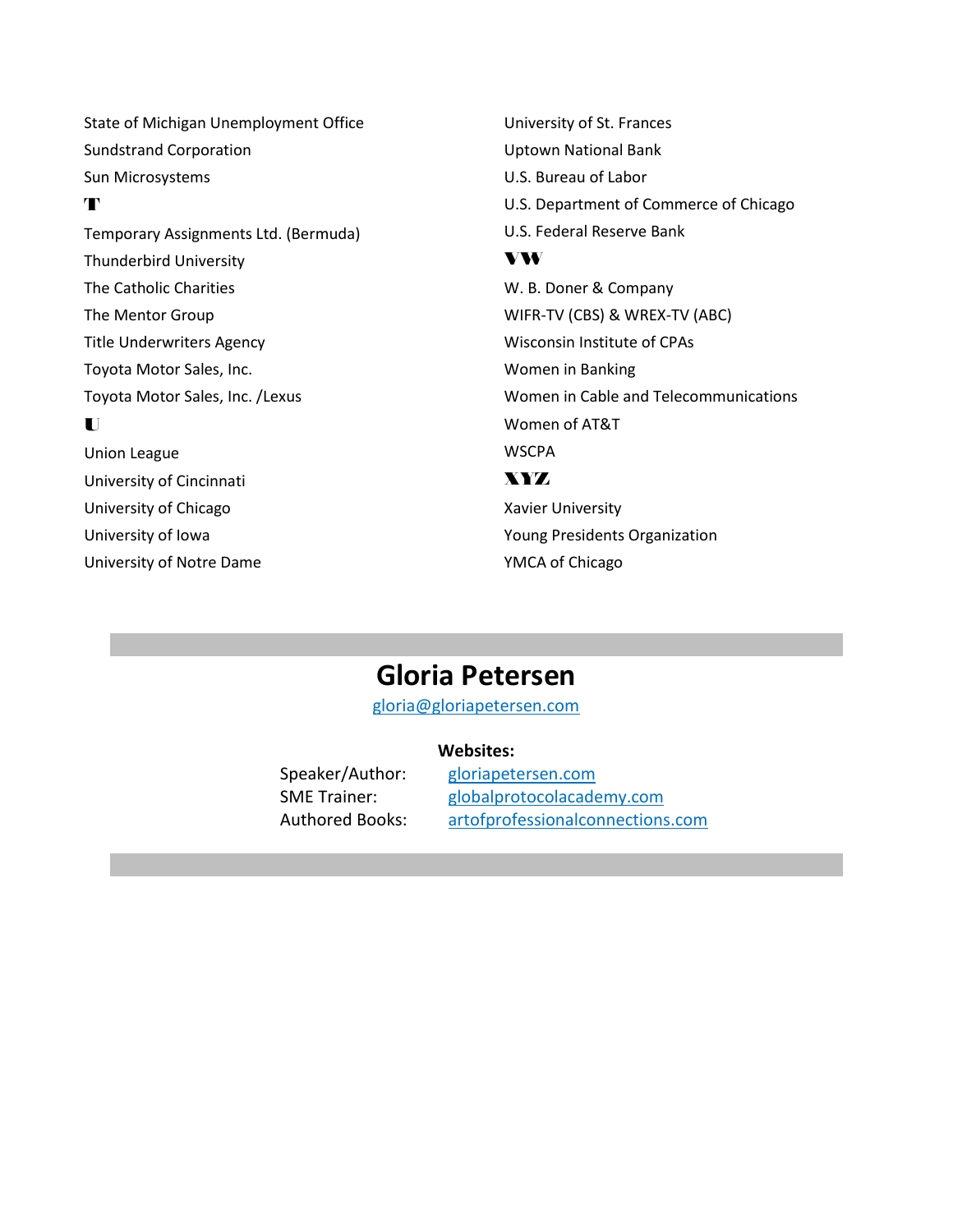State of Michigan Unemployment Office
Sundstrand Corporation
Sun Microsystems

**T**

Temporary Assignments Ltd. (Bermuda)
Thunderbird University
The Catholic Charities
The Mentor Group
Title Underwriters Agency
Toyota Motor Sales, Inc.
Toyota Motor Sales, Inc. /Lexus

**U**

Union League
University of Cincinnati
University of Chicago
University of Iowa
University of Notre Dame
University of St. Frances
Uptown National Bank
U.S. Bureau of Labor
U.S. Department of Commerce of Chicago
U.S. Federal Reserve Bank

**VW**

W. B. Doner & Company
WIFR-TV (CBS) & WREX-TV (ABC)
Wisconsin Institute of CPAs
Women in Banking
Women in Cable and Telecommunications
Women of AT&T
WSCPA

**XYZ**

Xavier University
Young Presidents Organization
YMCA of Chicago

---

# Gloria Petersen

gloria@gloriapetersen.com

**Websites:**

| | |
|---|---|
| Speaker/Author: | gloriapetersen.com |
| SME Trainer: | globalprotocolacademy.com |
| Authored Books: | artofprofessionalconnections.com |

---